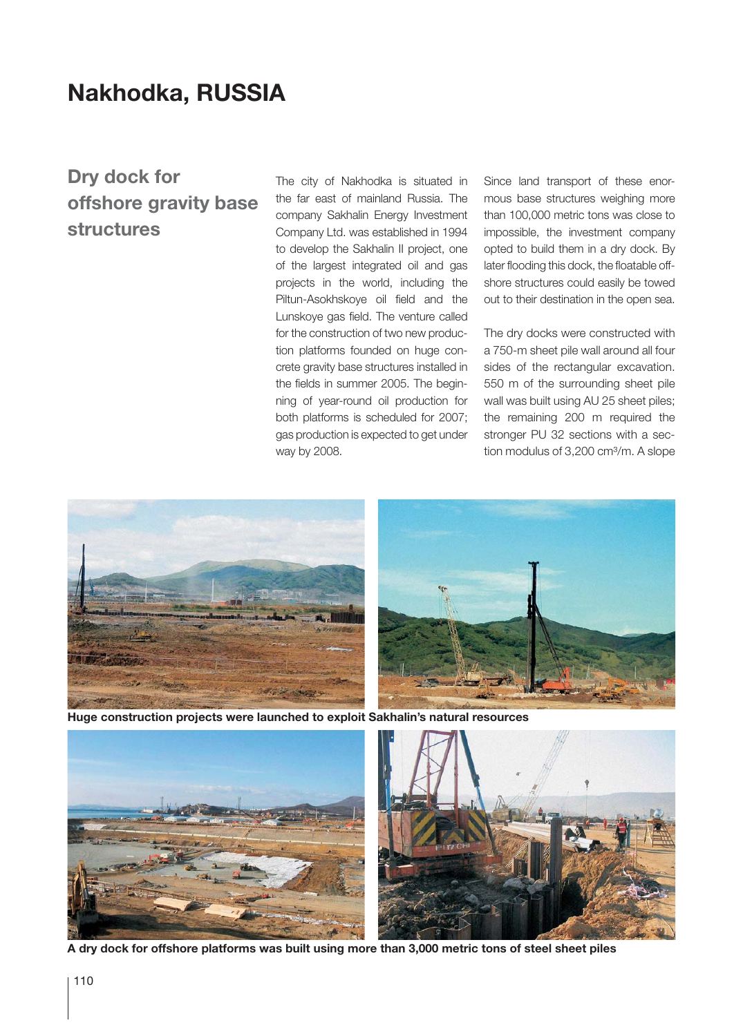# Nakhodka, RUSSIA

## Dry dock for offshore gravity base structures

The city of Nakhodka is situated in the far east of mainland Russia. The company Sakhalin Energy Investment Company Ltd. was established in 1994 to develop the Sakhalin II project, one of the largest integrated oil and gas projects in the world, including the Piltun-Asokhskoye oil field and the Lunskoye gas field. The venture called for the construction of two new production platforms founded on huge concrete gravity base structures installed in the fields in summer 2005. The beginning of year-round oil production for both platforms is scheduled for 2007; gas production is expected to get under way by 2008.

Since land transport of these enormous base structures weighing more than 100,000 metric tons was close to impossible, the investment company opted to build them in a dry dock. By later flooding this dock, the floatable offshore structures could easily be towed out to their destination in the open sea.

The dry docks were constructed with a 750-m sheet pile wall around all four sides of the rectangular excavation. 550 m of the surrounding sheet pile wall was built using AU 25 sheet piles; the remaining 200 m required the stronger PU 32 sections with a section modulus of 3,200 cm³/m. A slope

**Huge construction projects were launched to exploit Sakhalin's natural resources**

**A dry dock for offshore platforms was built using more than 3,000 metric tons of steel sheet piles**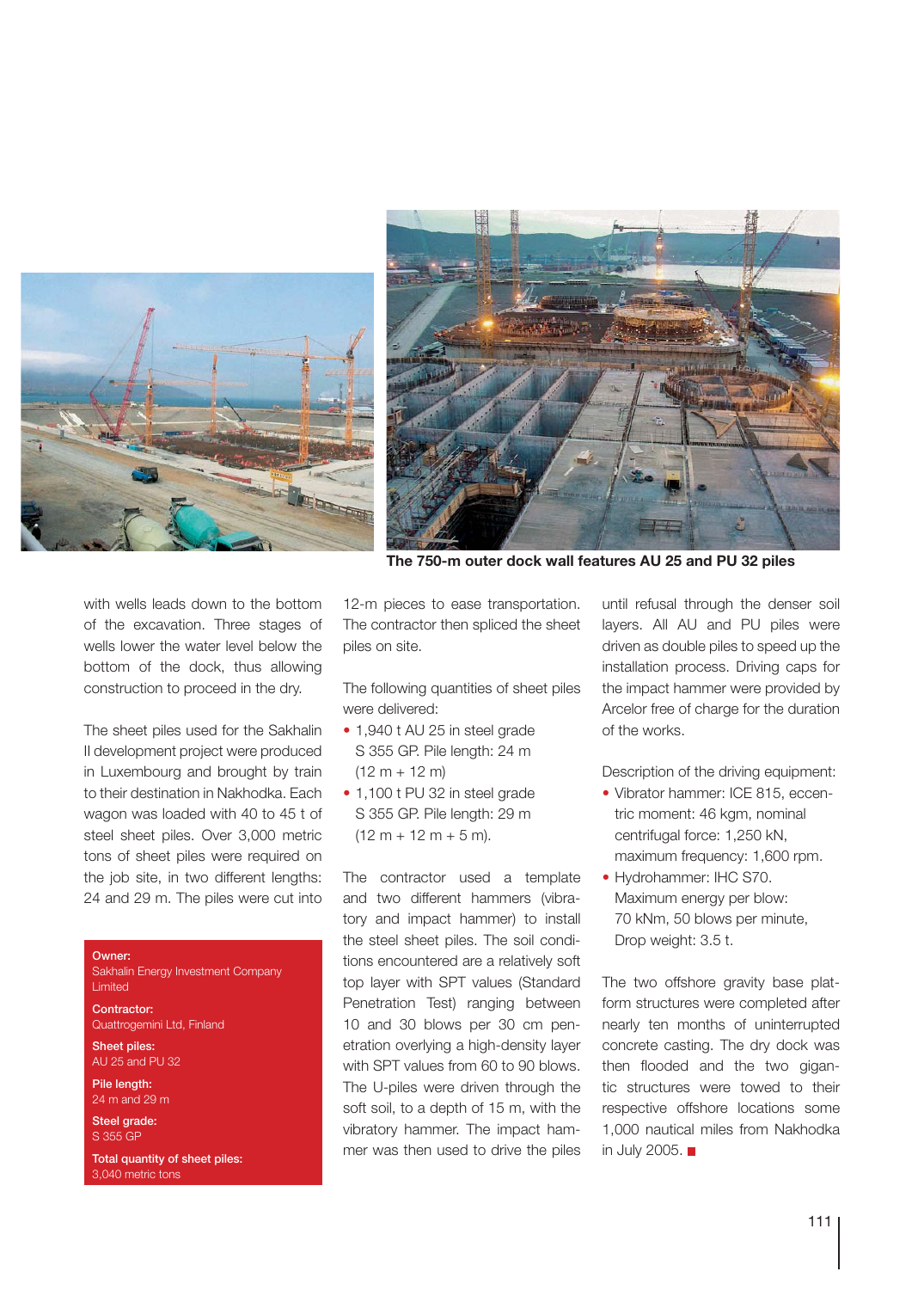The 750-m outer dock wall features AU 25 and PU 32 piles

with wells leads down to the bottom of the excavation. Three stages of wells lower the water level below the bottom of the dock, thus allowing construction to proceed in the dry.

The sheet piles used for the Sakhalin II development project were produced in Luxembourg and brought by train to their destination in Nakhodka. Each wagon was loaded with 40 to 45 t of steel sheet piles. Over 3,000 metric tons of sheet piles were required on the job site, in two different lengths: 24 and 29 m. The piles were cut into 12-m pieces to ease transportation. The contractor then spliced the sheet piles on site.

The following quantities of sheet piles were delivered:

- 1,940 t AU 25 in steel grade S 355 GP. Pile length: 24 m (12 m + 12 m)
- 1,100 t PU 32 in steel grade S 355 GP. Pile length: 29 m (12 m + 12 m + 5 m).

The contractor used a template and two different hammers (vibratory and impact hammer) to install the steel sheet piles. The soil conditions encountered are a relatively soft top layer with SPT values (Standard Penetration Test) ranging between 10 and 30 blows per 30 cm penetration overlying a high-density layer with SPT values from 60 to 90 blows. The U-piles were driven through the soft soil, to a depth of 15 m, with the vibratory hammer. The impact hammer was then used to drive the piles until refusal through the denser soil layers. All AU and PU piles were driven as double piles to speed up the installation process. Driving caps for the impact hammer were provided by Arcelor free of charge for the duration of the works.

Description of the driving equipment:

- Vibrator hammer: ICE 815, eccentric moment: 46 kgm, nominal centrifugal force: 1,250 kN, maximum frequency: 1,600 rpm.
- Hydrohammer: IHC S70. Maximum energy per blow: 70 kNm, 50 blows per minute, Drop weight: 3.5 t.

The two offshore gravity base platform structures were completed after nearly ten months of uninterrupted concrete casting. The dry dock was then flooded and the two gigantic structures were towed to their respective offshore locations some 1,000 nautical miles from Nakhodka in July 2005.

**Owner:**
Sakhalin Energy Investment Company Limited

**Contractor:**
Quattrogemini Ltd, Finland

**Sheet piles:**
AU 25 and PU 32

**Pile length:**
24 m and 29 m

**Steel grade:**
S 355 GP

**Total quantity of sheet piles:**
3,040 metric tons